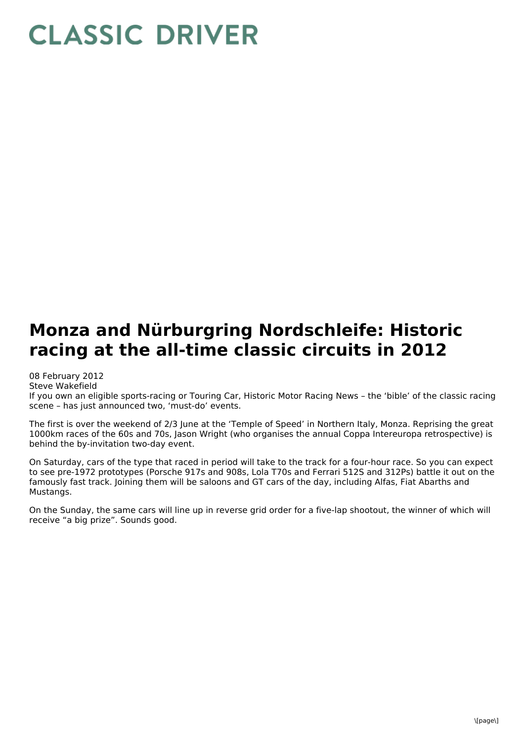# CLASSIC DRIVER

# Monza and Nürburgring Nordschleife: Historic racing at the all-time classic circuits in 2012

08 February 2012
Steve Wakefield

If you own an eligible sports-racing or Touring Car, Historic Motor Racing News – the 'bible' of the classic racing scene – has just announced two, 'must-do' events.

The first is over the weekend of 2/3 June at the 'Temple of Speed' in Northern Italy, Monza. Reprising the great 1000km races of the 60s and 70s, Jason Wright (who organises the annual Coppa Intereuropa retrospective) is behind the by-invitation two-day event.

On Saturday, cars of the type that raced in period will take to the track for a four-hour race. So you can expect to see pre-1972 prototypes (Porsche 917s and 908s, Lola T70s and Ferrari 512S and 312Ps) battle it out on the famously fast track. Joining them will be saloons and GT cars of the day, including Alfas, Fiat Abarths and Mustangs.

On the Sunday, the same cars will line up in reverse grid order for a five-lap shootout, the winner of which will receive "a big prize". Sounds good.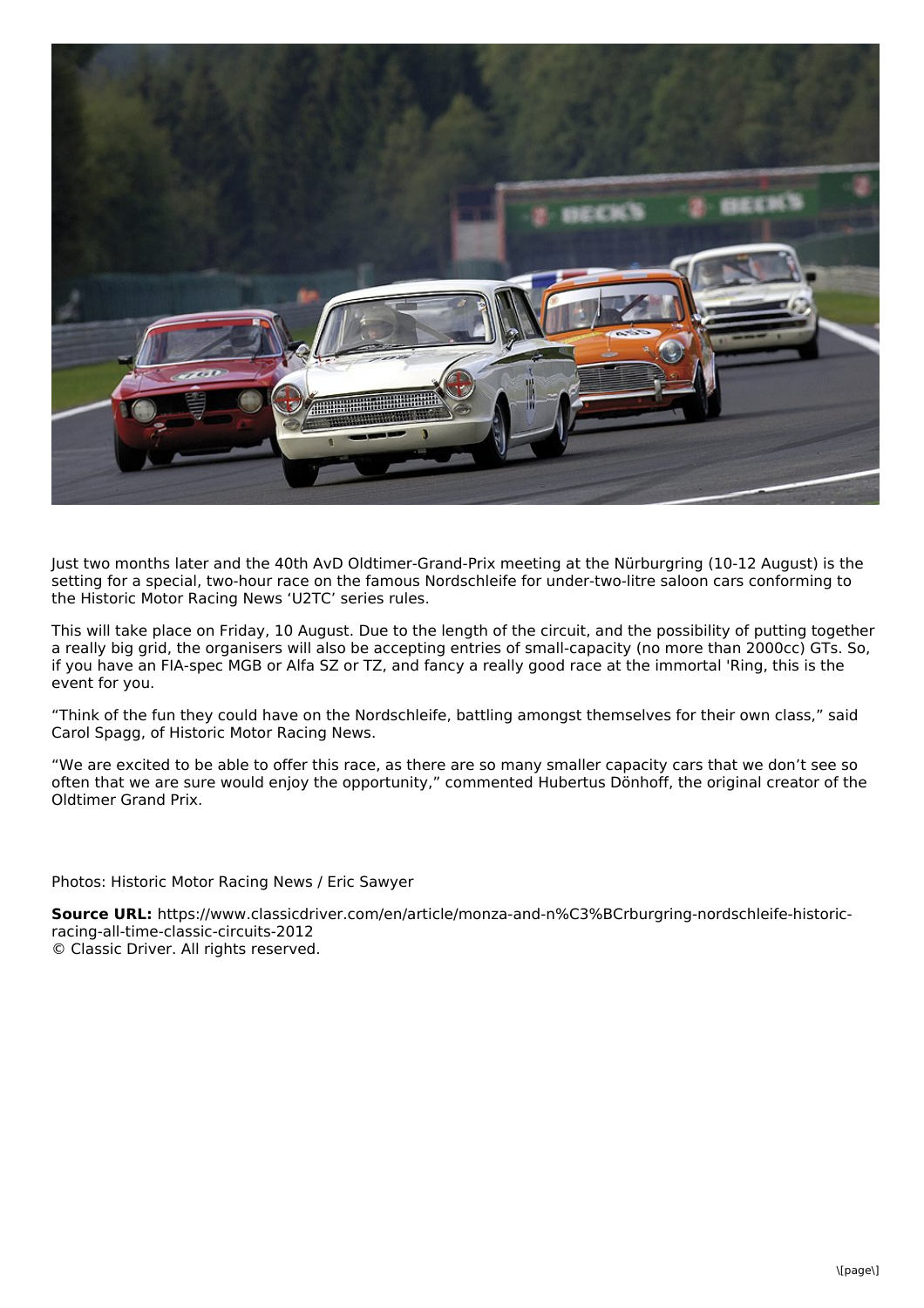Just two months later and the 40th AvD Oldtimer-Grand-Prix meeting at the Nürburgring (10-12 August) is the setting for a special, two-hour race on the famous Nordschleife for under-two-litre saloon cars conforming to the Historic Motor Racing News 'U2TC' series rules.

This will take place on Friday, 10 August. Due to the length of the circuit, and the possibility of putting together a really big grid, the organisers will also be accepting entries of small-capacity (no more than 2000cc) GTs. So, if you have an FIA-spec MGB or Alfa SZ or TZ, and fancy a really good race at the immortal 'Ring, this is the event for you.

"Think of the fun they could have on the Nordschleife, battling amongst themselves for their own class," said Carol Spagg, of Historic Motor Racing News.

"We are excited to be able to offer this race, as there are so many smaller capacity cars that we don't see so often that we are sure would enjoy the opportunity," commented Hubertus Dönhoff, the original creator of the Oldtimer Grand Prix.

Photos: Historic Motor Racing News / Eric Sawyer

**Source URL:** https://www.classicdriver.com/en/article/monza-and-n%C3%BCrburgring-nordschleife-historic-racing-all-time-classic-circuits-2012
© Classic Driver. All rights reserved.